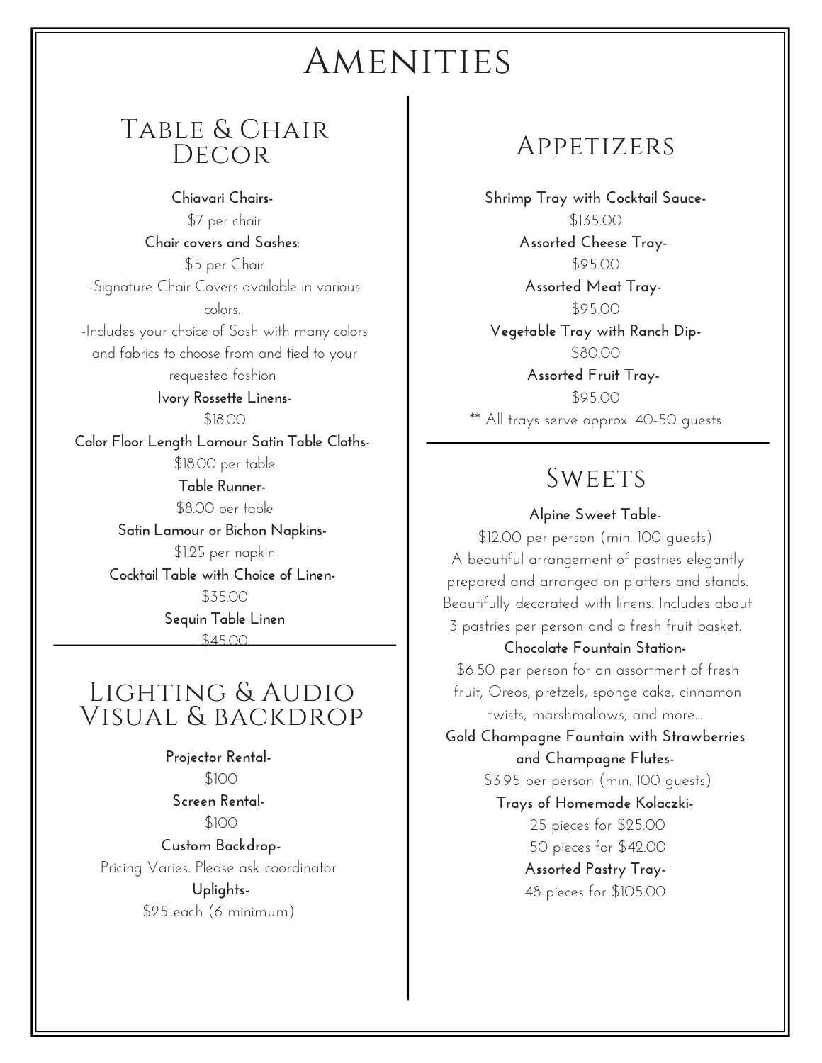# Amenities

## Table & Chair Decor

**Chiavari Chairs-**
$7 per chair

**Chair covers and Sashes**:
$5 per Chair
-Signature Chair Covers available in various colors.
-Includes your choice of Sash with many colors and fabrics to choose from and tied to your requested fashion

**Ivory Rossette Linens-**
$18.00

**Color Floor Length Lamour Satin Table Cloths**-
$18.00 per table

**Table Runner-**
$8.00 per table

**Satin Lamour or Bichon Napkins-**
$1.25 per napkin

**Cocktail Table with Choice of Linen-**
$35.00

**Sequin Table Linen**
$45.00

## Lighting & Audio Visual & backdrop

**Projector Rental-**
$100

**Screen Rental-**
$100

**Custom Backdrop-**
Pricing Varies. Please ask coordinator

**Uplights-**
$25 each (6 minimum)

## Appetizers

**Shrimp Tray with Cocktail Sauce-**
$135.00

**Assorted Cheese Tray-**
$95.00

**Assorted Meat Tray-**
$95.00

**Vegetable Tray with Ranch Dip-**
$80.00

**Assorted Fruit Tray-**
$95.00

** All trays serve approx. 40-50 guests

## Sweets

**Alpine Sweet Table**-
$12.00 per person (min. 100 guests)
A beautiful arrangement of pastries elegantly prepared and arranged on platters and stands. Beautifully decorated with linens. Includes about 3 pastries per person and a fresh fruit basket.

**Chocolate Fountain Station-**
$6.50 per person for an assortment of fresh fruit, Oreos, pretzels, sponge cake, cinnamon twists, marshmallows, and more...

**Gold Champagne Fountain with Strawberries and Champagne Flutes-**
$3.95 per person (min. 100 guests)

**Trays of Homemade Kolaczki-**
25 pieces for $25.00
50 pieces for $42.00

**Assorted Pastry Tray-**
48 pieces for $105.00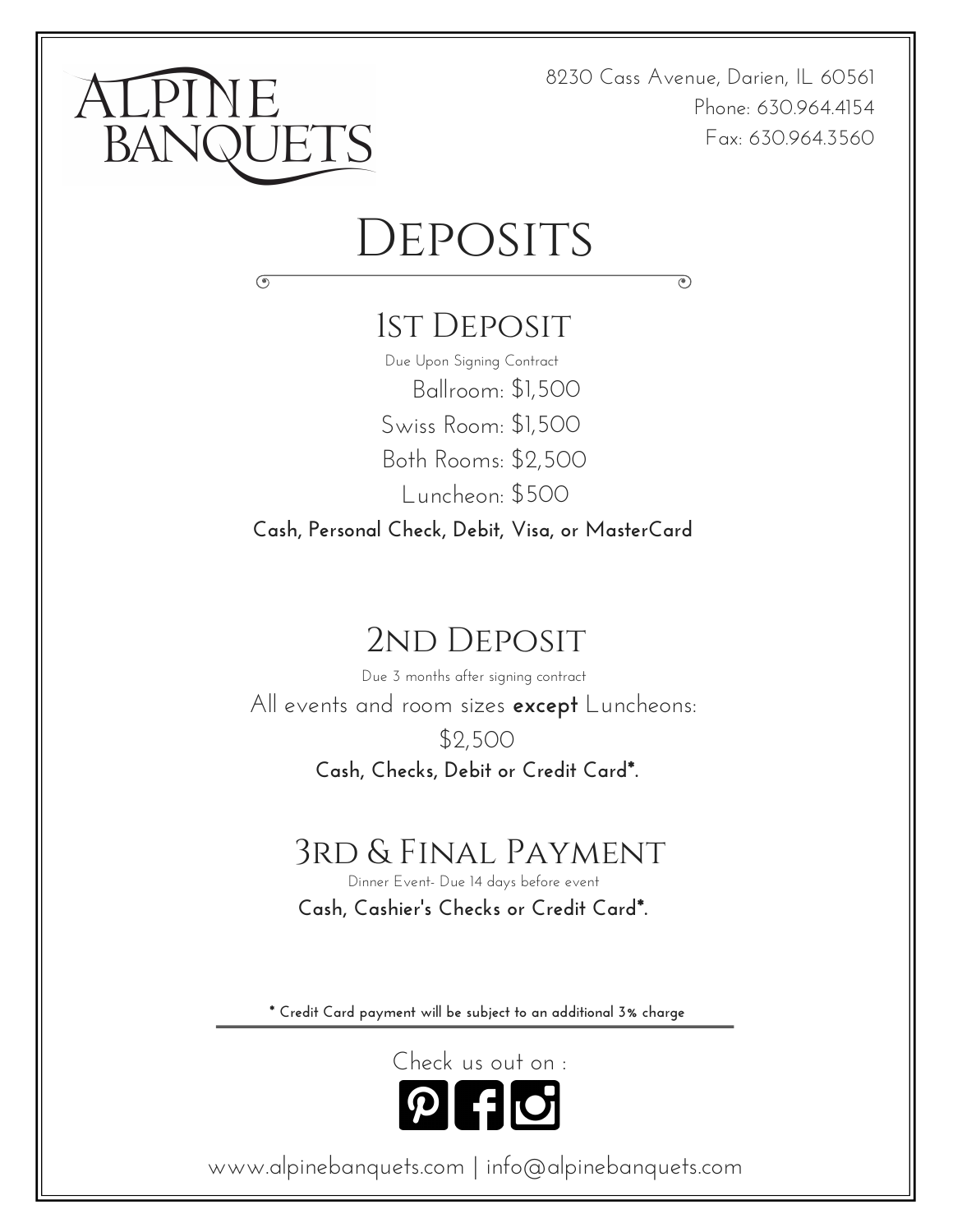ALPINE BANQUETS

8230 Cass Avenue, Darien, IL 60561
Phone: 630.964.4154
Fax: 630.964.3560

# Deposits

## 1st Deposit

Due Upon Signing Contract

Ballroom: $1,500

Swiss Room: $1,500

Both Rooms: $2,500

Luncheon: $500

**Cash, Personal Check, Debit, Visa, or MasterCard**

## 2nd Deposit

Due 3 months after signing contract

All events and room sizes **except** Luncheons:

$2,500

**Cash, Checks, Debit or Credit Card*.**

## 3rd & Final Payment

Dinner Event- Due 14 days before event

**Cash, Cashier's Checks or Credit Card*.**

**\* Credit Card payment will be subject to an additional 3% charge**

Check us out on :

www.alpinebanquets.com | info@alpinebanquets.com